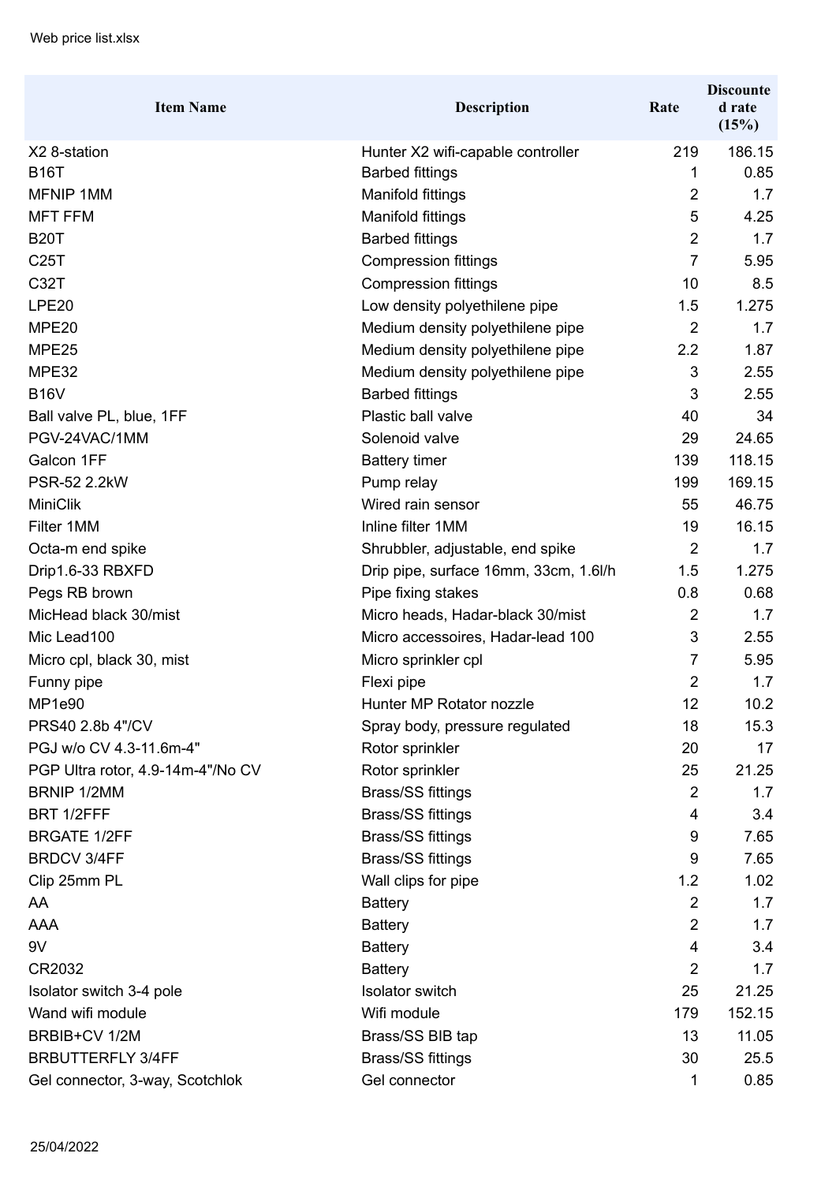| Item Name | Description | Rate | Discounted rate (15%) |
| --- | --- | --- | --- |
| X2 8-station | Hunter X2 wifi-capable controller | 219 | 186.15 |
| B16T | Barbed fittings | 1 | 0.85 |
| MFNIP 1MM | Manifold fittings | 2 | 1.7 |
| MFT FFM | Manifold fittings | 5 | 4.25 |
| B20T | Barbed fittings | 2 | 1.7 |
| C25T | Compression fittings | 7 | 5.95 |
| C32T | Compression fittings | 10 | 8.5 |
| LPE20 | Low density polyethilene pipe | 1.5 | 1.275 |
| MPE20 | Medium density polyethilene pipe | 2 | 1.7 |
| MPE25 | Medium density polyethilene pipe | 2.2 | 1.87 |
| MPE32 | Medium density polyethilene pipe | 3 | 2.55 |
| B16V | Barbed fittings | 3 | 2.55 |
| Ball valve PL, blue, 1FF | Plastic ball valve | 40 | 34 |
| PGV-24VAC/1MM | Solenoid valve | 29 | 24.65 |
| Galcon 1FF | Battery timer | 139 | 118.15 |
| PSR-52 2.2kW | Pump relay | 199 | 169.15 |
| MiniClik | Wired rain sensor | 55 | 46.75 |
| Filter 1MM | Inline filter 1MM | 19 | 16.15 |
| Octa-m end spike | Shrubbler, adjustable, end spike | 2 | 1.7 |
| Drip1.6-33 RBXFD | Drip pipe, surface 16mm, 33cm, 1.6l/h | 1.5 | 1.275 |
| Pegs RB brown | Pipe fixing stakes | 0.8 | 0.68 |
| MicHead black 30/mist | Micro heads, Hadar-black 30/mist | 2 | 1.7 |
| Mic Lead100 | Micro accessoires, Hadar-lead 100 | 3 | 2.55 |
| Micro cpl, black 30, mist | Micro sprinkler cpl | 7 | 5.95 |
| Funny pipe | Flexi pipe | 2 | 1.7 |
| MP1e90 | Hunter MP Rotator nozzle | 12 | 10.2 |
| PRS40 2.8b 4"/CV | Spray body, pressure regulated | 18 | 15.3 |
| PGJ w/o CV 4.3-11.6m-4" | Rotor sprinkler | 20 | 17 |
| PGP Ultra rotor, 4.9-14m-4"/No CV | Rotor sprinkler | 25 | 21.25 |
| BRNIP 1/2MM | Brass/SS fittings | 2 | 1.7 |
| BRT 1/2FFF | Brass/SS fittings | 4 | 3.4 |
| BRGATE 1/2FF | Brass/SS fittings | 9 | 7.65 |
| BRDCV 3/4FF | Brass/SS fittings | 9 | 7.65 |
| Clip 25mm PL | Wall clips for pipe | 1.2 | 1.02 |
| AA | Battery | 2 | 1.7 |
| AAA | Battery | 2 | 1.7 |
| 9V | Battery | 4 | 3.4 |
| CR2032 | Battery | 2 | 1.7 |
| Isolator switch 3-4 pole | Isolator switch | 25 | 21.25 |
| Wand wifi module | Wifi module | 179 | 152.15 |
| BRBIB+CV 1/2M | Brass/SS BIB tap | 13 | 11.05 |
| BRBUTTERFLY 3/4FF | Brass/SS fittings | 30 | 25.5 |
| Gel connector, 3-way, Scotchlok | Gel connector | 1 | 0.85 |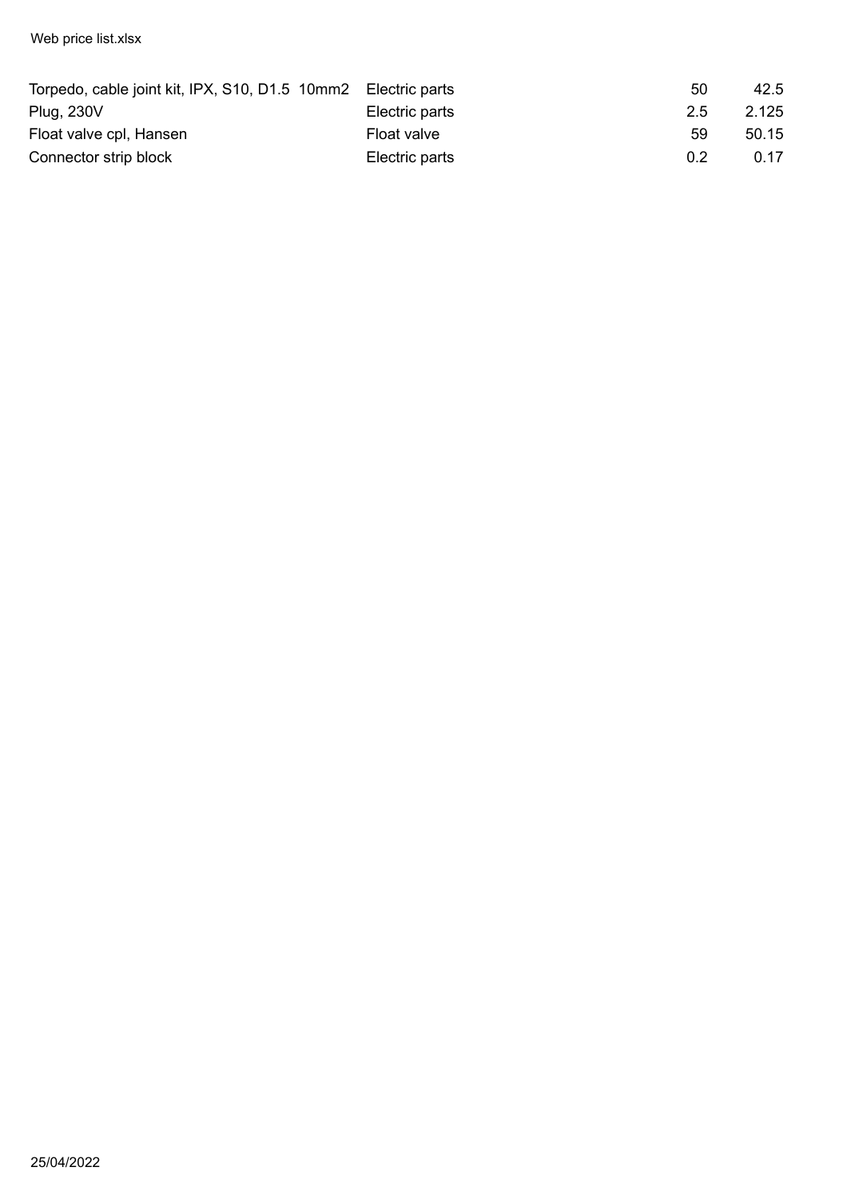| | | | |
|---|---|---|---|
| Torpedo, cable joint kit, IPX, S10, D1.5 10mm2 | Electric parts | 50 | 42.5 |
| Plug, 230V | Electric parts | 2.5 | 2.125 |
| Float valve cpl, Hansen | Float valve | 59 | 50.15 |
| Connector strip block | Electric parts | 0.2 | 0.17 |